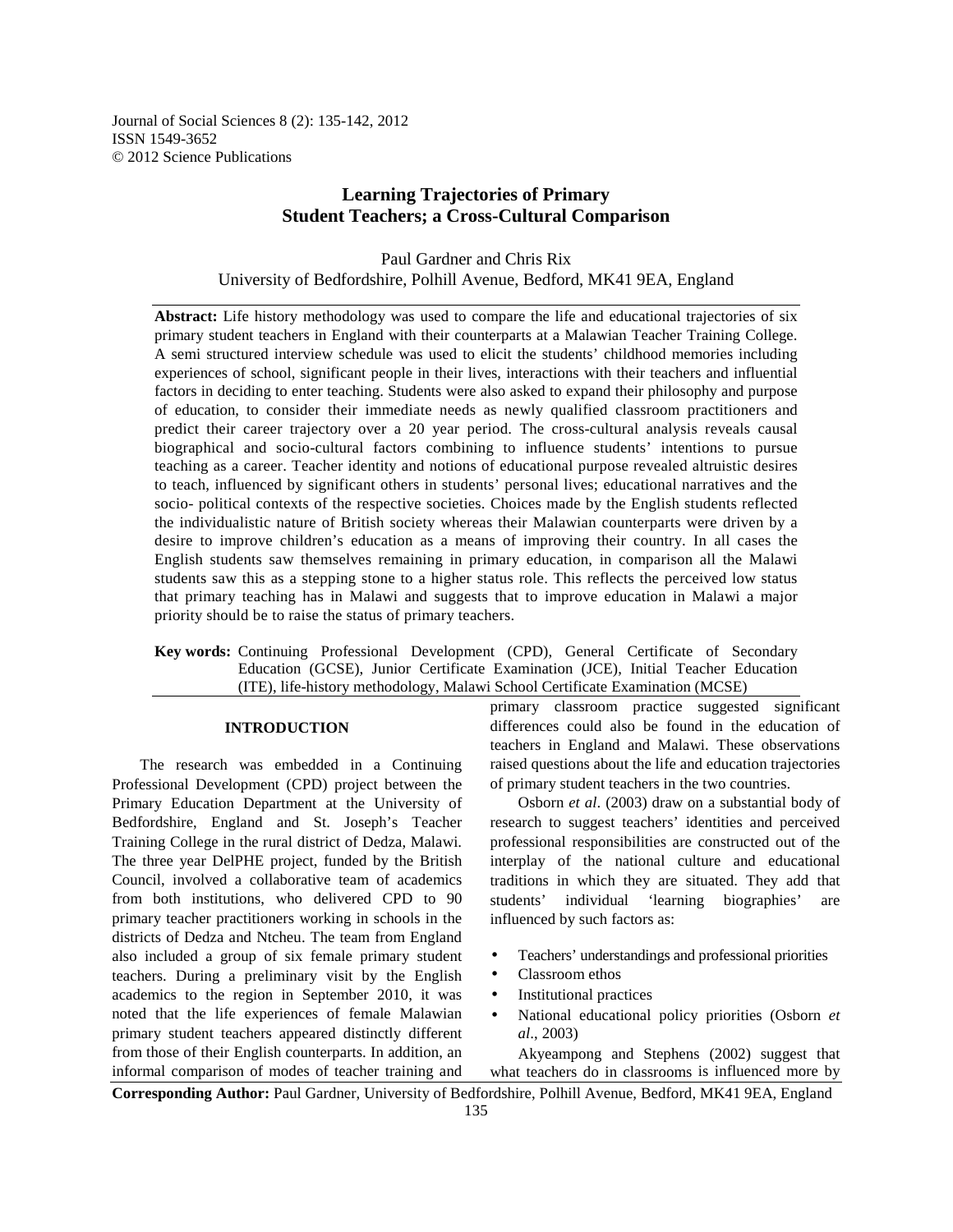# Learning Trajectories of Primary Student Teachers; a Cross-Cultural Comparison

Paul Gardner and Chris Rix
University of Bedfordshire, Polhill Avenue, Bedford, MK41 9EA, England

**Abstract:** Life history methodology was used to compare the life and educational trajectories of six primary student teachers in England with their counterparts at a Malawian Teacher Training College. A semi structured interview schedule was used to elicit the students' childhood memories including experiences of school, significant people in their lives, interactions with their teachers and influential factors in deciding to enter teaching. Students were also asked to expand their philosophy and purpose of education, to consider their immediate needs as newly qualified classroom practitioners and predict their career trajectory over a 20 year period. The cross-cultural analysis reveals causal biographical and socio-cultural factors combining to influence students' intentions to pursue teaching as a career. Teacher identity and notions of educational purpose revealed altruistic desires to teach, influenced by significant others in students' personal lives; educational narratives and the socio- political contexts of the respective societies. Choices made by the English students reflected the individualistic nature of British society whereas their Malawian counterparts were driven by a desire to improve children's education as a means of improving their country. In all cases the English students saw themselves remaining in primary education, in comparison all the Malawi students saw this as a stepping stone to a higher status role. This reflects the perceived low status that primary teaching has in Malawi and suggests that to improve education in Malawi a major priority should be to raise the status of primary teachers.

**Key words:** Continuing Professional Development (CPD), General Certificate of Secondary Education (GCSE), Junior Certificate Examination (JCE), Initial Teacher Education (ITE), life-history methodology, Malawi School Certificate Examination (MCSE)

## INTRODUCTION

The research was embedded in a Continuing Professional Development (CPD) project between the Primary Education Department at the University of Bedfordshire, England and St. Joseph's Teacher Training College in the rural district of Dedza, Malawi. The three year DelPHE project, funded by the British Council, involved a collaborative team of academics from both institutions, who delivered CPD to 90 primary teacher practitioners working in schools in the districts of Dedza and Ntcheu. The team from England also included a group of six female primary student teachers. During a preliminary visit by the English academics to the region in September 2010, it was noted that the life experiences of female Malawian primary student teachers appeared distinctly different from those of their English counterparts. In addition, an informal comparison of modes of teacher training and primary classroom practice suggested significant differences could also be found in the education of teachers in England and Malawi. These observations raised questions about the life and education trajectories of primary student teachers in the two countries.

Osborn *et al*. (2003) draw on a substantial body of research to suggest teachers' identities and perceived professional responsibilities are constructed out of the interplay of the national culture and educational traditions in which they are situated. They add that students' individual 'learning biographies' are influenced by such factors as:

- Teachers' understandings and professional priorities
- Classroom ethos
- Institutional practices
- National educational policy priorities (Osborn *et al*., 2003)

Akyeampong and Stephens (2002) suggest that what teachers do in classrooms is influenced more by

**Corresponding Author:** Paul Gardner, University of Bedfordshire, Polhill Avenue, Bedford, MK41 9EA, England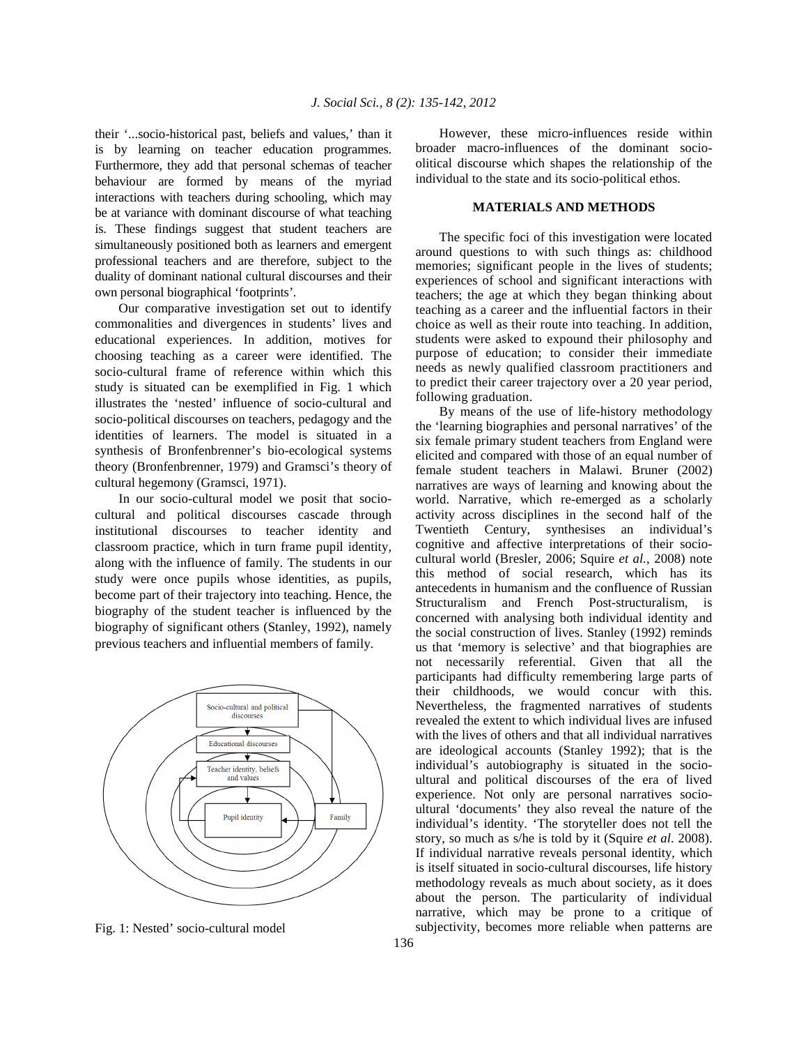their '...socio-historical past, beliefs and values,' than it is by learning on teacher education programmes. Furthermore, they add that personal schemas of teacher behaviour are formed by means of the myriad interactions with teachers during schooling, which may be at variance with dominant discourse of what teaching is. These findings suggest that student teachers are simultaneously positioned both as learners and emergent professional teachers and are therefore, subject to the duality of dominant national cultural discourses and their own personal biographical 'footprints'.

Our comparative investigation set out to identify commonalities and divergences in students' lives and educational experiences. In addition, motives for choosing teaching as a career were identified. The socio-cultural frame of reference within which this study is situated can be exemplified in Fig. 1 which illustrates the 'nested' influence of socio-cultural and socio-political discourses on teachers, pedagogy and the identities of learners. The model is situated in a synthesis of Bronfenbrenner's bio-ecological systems theory (Bronfenbrenner, 1979) and Gramsci's theory of cultural hegemony (Gramsci, 1971).

In our socio-cultural model we posit that socio-cultural and political discourses cascade through institutional discourses to teacher identity and classroom practice, which in turn frame pupil identity, along with the influence of family. The students in our study were once pupils whose identities, as pupils, become part of their trajectory into teaching. Hence, the biography of the student teacher is influenced by the biography of significant others (Stanley, 1992), namely previous teachers and influential members of family.

Fig. 1: Nested' socio-cultural model

However, these micro-influences reside within broader macro-influences of the dominant socio-olitical discourse which shapes the relationship of the individual to the state and its socio-political ethos.

## MATERIALS AND METHODS

The specific foci of this investigation were located around questions to with such things as: childhood memories; significant people in the lives of students; experiences of school and significant interactions with teachers; the age at which they began thinking about teaching as a career and the influential factors in their choice as well as their route into teaching. In addition, students were asked to expound their philosophy and purpose of education; to consider their immediate needs as newly qualified classroom practitioners and to predict their career trajectory over a 20 year period, following graduation.

By means of the use of life-history methodology the 'learning biographies and personal narratives' of the six female primary student teachers from England were elicited and compared with those of an equal number of female student teachers in Malawi. Bruner (2002) narratives are ways of learning and knowing about the world. Narrative, which re-emerged as a scholarly activity across disciplines in the second half of the Twentieth Century, synthesises an individual's cognitive and affective interpretations of their socio-cultural world (Bresler, 2006; Squire *et al.*, 2008) note this method of social research, which has its antecedents in humanism and the confluence of Russian Structuralism and French Post-structuralism, is concerned with analysing both individual identity and the social construction of lives. Stanley (1992) reminds us that 'memory is selective' and that biographies are not necessarily referential. Given that all the participants had difficulty remembering large parts of their childhoods, we would concur with this. Nevertheless, the fragmented narratives of students revealed the extent to which individual lives are infused with the lives of others and that all individual narratives are ideological accounts (Stanley 1992); that is the individual's autobiography is situated in the socio-ultural and political discourses of the era of lived experience. Not only are personal narratives socio-ultural 'documents' they also reveal the nature of the individual's identity. 'The storyteller does not tell the story, so much as s/he is told by it (Squire *et al*. 2008). If individual narrative reveals personal identity, which is itself situated in socio-cultural discourses, life history methodology reveals as much about society, as it does about the person. The particularity of individual narrative, which may be prone to a critique of subjectivity, becomes more reliable when patterns are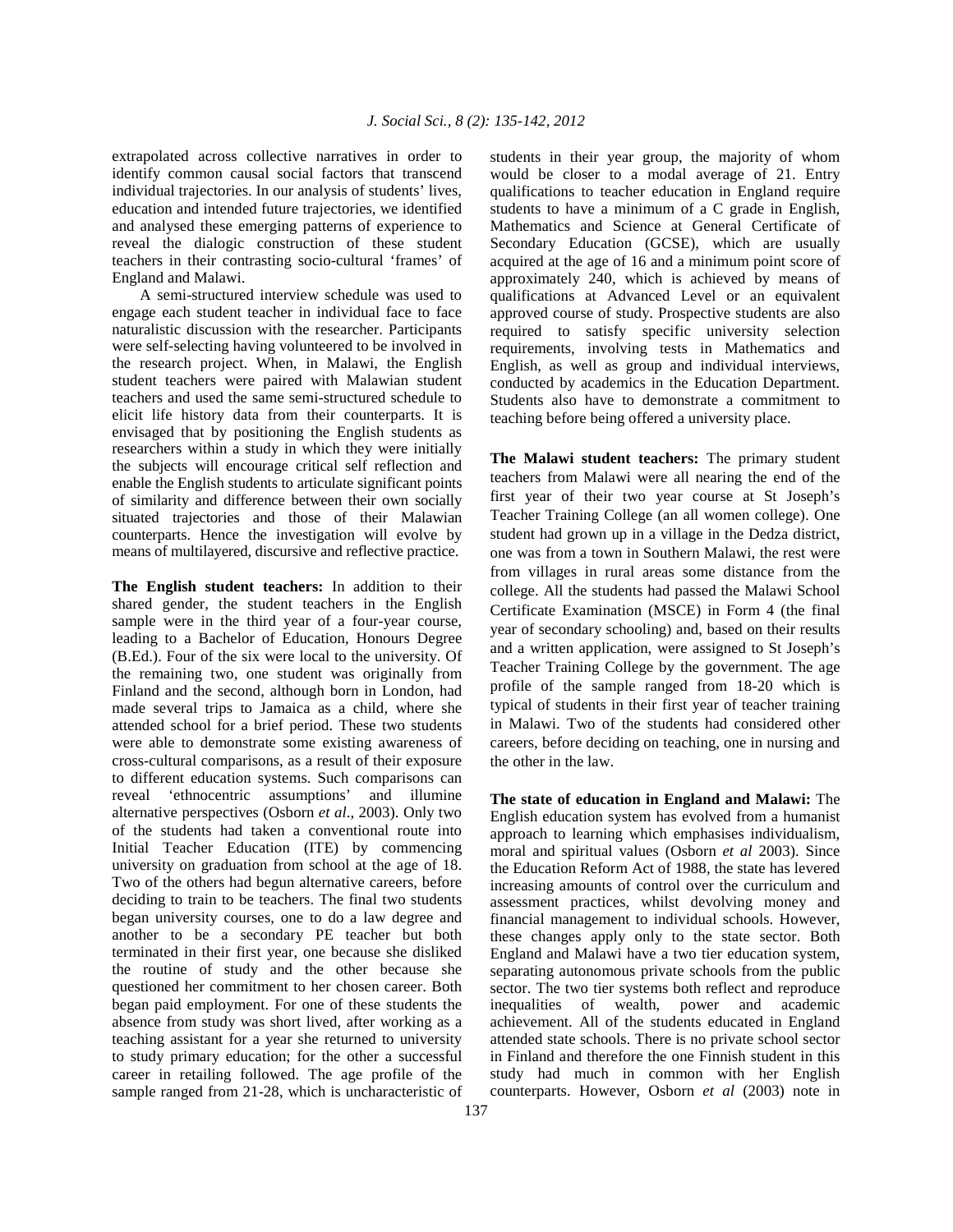extrapolated across collective narratives in order to identify common causal social factors that transcend individual trajectories. In our analysis of students' lives, education and intended future trajectories, we identified and analysed these emerging patterns of experience to reveal the dialogic construction of these student teachers in their contrasting socio-cultural 'frames' of England and Malawi.

A semi-structured interview schedule was used to engage each student teacher in individual face to face naturalistic discussion with the researcher. Participants were self-selecting having volunteered to be involved in the research project. When, in Malawi, the English student teachers were paired with Malawian student teachers and used the same semi-structured schedule to elicit life history data from their counterparts. It is envisaged that by positioning the English students as researchers within a study in which they were initially the subjects will encourage critical self reflection and enable the English students to articulate significant points of similarity and difference between their own socially situated trajectories and those of their Malawian counterparts. Hence the investigation will evolve by means of multilayered, discursive and reflective practice.

**The English student teachers:** In addition to their shared gender, the student teachers in the English sample were in the third year of a four-year course, leading to a Bachelor of Education, Honours Degree (B.Ed.). Four of the six were local to the university. Of the remaining two, one student was originally from Finland and the second, although born in London, had made several trips to Jamaica as a child, where she attended school for a brief period. These two students were able to demonstrate some existing awareness of cross-cultural comparisons, as a result of their exposure to different education systems. Such comparisons can reveal 'ethnocentric assumptions' and illumine alternative perspectives (Osborn *et al*., 2003). Only two of the students had taken a conventional route into Initial Teacher Education (ITE) by commencing university on graduation from school at the age of 18. Two of the others had begun alternative careers, before deciding to train to be teachers. The final two students began university courses, one to do a law degree and another to be a secondary PE teacher but both terminated in their first year, one because she disliked the routine of study and the other because she questioned her commitment to her chosen career. Both began paid employment. For one of these students the absence from study was short lived, after working as a teaching assistant for a year she returned to university to study primary education; for the other a successful career in retailing followed. The age profile of the sample ranged from 21-28, which is uncharacteristic of students in their year group, the majority of whom would be closer to a modal average of 21. Entry qualifications to teacher education in England require students to have a minimum of a C grade in English, Mathematics and Science at General Certificate of Secondary Education (GCSE), which are usually acquired at the age of 16 and a minimum point score of approximately 240, which is achieved by means of qualifications at Advanced Level or an equivalent approved course of study. Prospective students are also required to satisfy specific university selection requirements, involving tests in Mathematics and English, as well as group and individual interviews, conducted by academics in the Education Department. Students also have to demonstrate a commitment to teaching before being offered a university place.

**The Malawi student teachers:** The primary student teachers from Malawi were all nearing the end of the first year of their two year course at St Joseph's Teacher Training College (an all women college). One student had grown up in a village in the Dedza district, one was from a town in Southern Malawi, the rest were from villages in rural areas some distance from the college. All the students had passed the Malawi School Certificate Examination (MSCE) in Form 4 (the final year of secondary schooling) and, based on their results and a written application, were assigned to St Joseph's Teacher Training College by the government. The age profile of the sample ranged from 18-20 which is typical of students in their first year of teacher training in Malawi. Two of the students had considered other careers, before deciding on teaching, one in nursing and the other in the law.

**The state of education in England and Malawi:** The English education system has evolved from a humanist approach to learning which emphasises individualism, moral and spiritual values (Osborn *et al* 2003). Since the Education Reform Act of 1988, the state has levered increasing amounts of control over the curriculum and assessment practices, whilst devolving money and financial management to individual schools. However, these changes apply only to the state sector. Both England and Malawi have a two tier education system, separating autonomous private schools from the public sector. The two tier systems both reflect and reproduce inequalities of wealth, power and academic achievement. All of the students educated in England attended state schools. There is no private school sector in Finland and therefore the one Finnish student in this study had much in common with her English counterparts. However, Osborn *et al* (2003) note in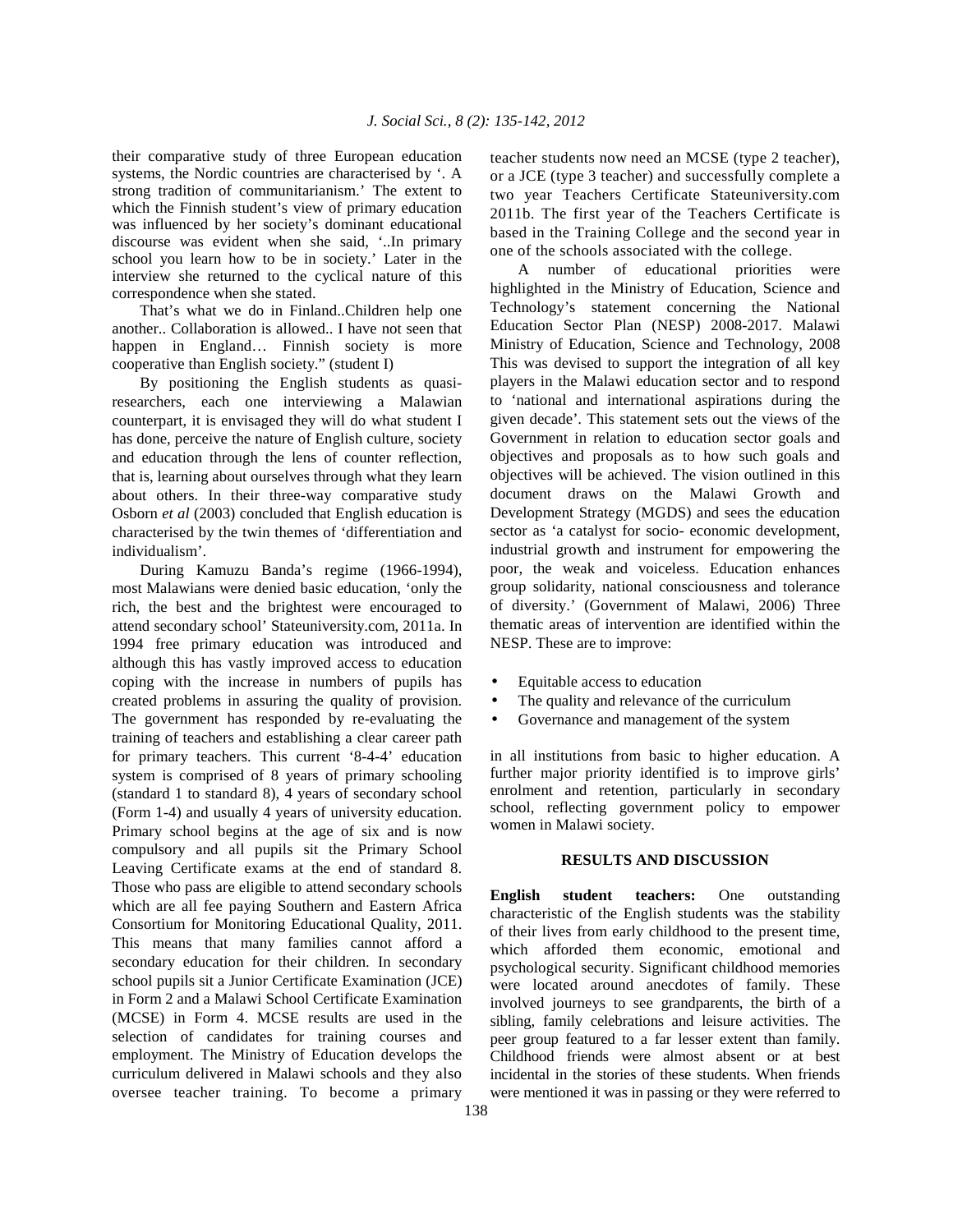their comparative study of three European education systems, the Nordic countries are characterised by '. A strong tradition of communitarianism.' The extent to which the Finnish student's view of primary education was influenced by her society's dominant educational discourse was evident when she said, '..In primary school you learn how to be in society.' Later in the interview she returned to the cyclical nature of this correspondence when she stated.

That's what we do in Finland..Children help one another.. Collaboration is allowed.. I have not seen that happen in England… Finnish society is more cooperative than English society." (student I)

By positioning the English students as quasi-researchers, each one interviewing a Malawian counterpart, it is envisaged they will do what student I has done, perceive the nature of English culture, society and education through the lens of counter reflection, that is, learning about ourselves through what they learn about others. In their three-way comparative study Osborn *et al* (2003) concluded that English education is characterised by the twin themes of 'differentiation and individualism'.

During Kamuzu Banda's regime (1966-1994), most Malawians were denied basic education, 'only the rich, the best and the brightest were encouraged to attend secondary school' Stateuniversity.com, 2011a. In 1994 free primary education was introduced and although this has vastly improved access to education coping with the increase in numbers of pupils has created problems in assuring the quality of provision. The government has responded by re-evaluating the training of teachers and establishing a clear career path for primary teachers. This current '8-4-4' education system is comprised of 8 years of primary schooling (standard 1 to standard 8), 4 years of secondary school (Form 1-4) and usually 4 years of university education. Primary school begins at the age of six and is now compulsory and all pupils sit the Primary School Leaving Certificate exams at the end of standard 8. Those who pass are eligible to attend secondary schools which are all fee paying Southern and Eastern Africa Consortium for Monitoring Educational Quality, 2011. This means that many families cannot afford a secondary education for their children. In secondary school pupils sit a Junior Certificate Examination (JCE) in Form 2 and a Malawi School Certificate Examination (MCSE) in Form 4. MCSE results are used in the selection of candidates for training courses and employment. The Ministry of Education develops the curriculum delivered in Malawi schools and they also oversee teacher training. To become a primary teacher students now need an MCSE (type 2 teacher), or a JCE (type 3 teacher) and successfully complete a two year Teachers Certificate Stateuniversity.com 2011b. The first year of the Teachers Certificate is based in the Training College and the second year in one of the schools associated with the college.

A number of educational priorities were highlighted in the Ministry of Education, Science and Technology's statement concerning the National Education Sector Plan (NESP) 2008-2017. Malawi Ministry of Education, Science and Technology, 2008 This was devised to support the integration of all key players in the Malawi education sector and to respond to 'national and international aspirations during the given decade'. This statement sets out the views of the Government in relation to education sector goals and objectives and proposals as to how such goals and objectives will be achieved. The vision outlined in this document draws on the Malawi Growth and Development Strategy (MGDS) and sees the education sector as 'a catalyst for socio- economic development, industrial growth and instrument for empowering the poor, the weak and voiceless. Education enhances group solidarity, national consciousness and tolerance of diversity.' (Government of Malawi, 2006) Three thematic areas of intervention are identified within the NESP. These are to improve:

- Equitable access to education
- The quality and relevance of the curriculum
- Governance and management of the system

in all institutions from basic to higher education. A further major priority identified is to improve girls' enrolment and retention, particularly in secondary school, reflecting government policy to empower women in Malawi society.

## RESULTS AND DISCUSSION

**English student teachers:** One outstanding characteristic of the English students was the stability of their lives from early childhood to the present time, which afforded them economic, emotional and psychological security. Significant childhood memories were located around anecdotes of family. These involved journeys to see grandparents, the birth of a sibling, family celebrations and leisure activities. The peer group featured to a far lesser extent than family. Childhood friends were almost absent or at best incidental in the stories of these students. When friends were mentioned it was in passing or they were referred to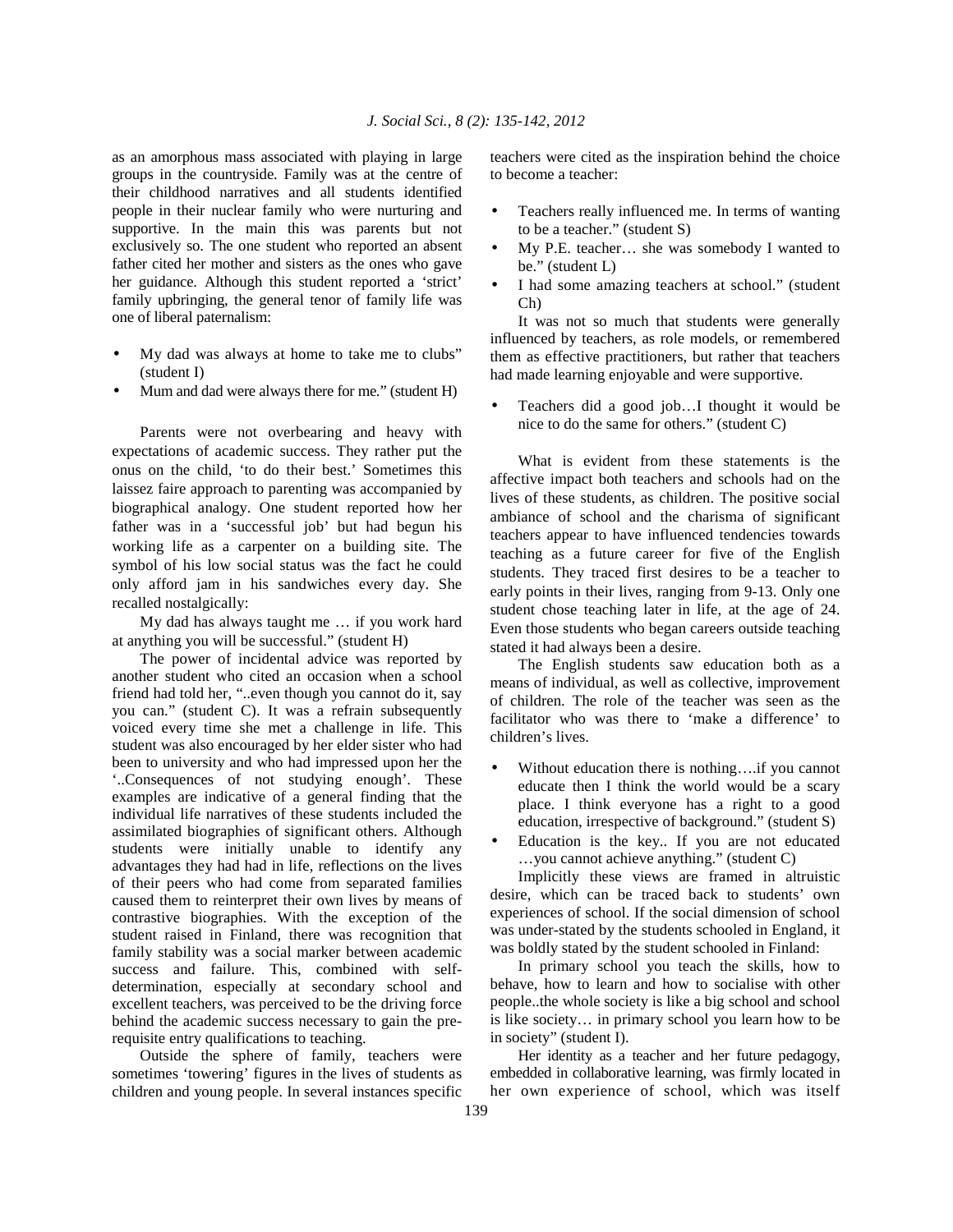as an amorphous mass associated with playing in large groups in the countryside. Family was at the centre of their childhood narratives and all students identified people in their nuclear family who were nurturing and supportive. In the main this was parents but not exclusively so. The one student who reported an absent father cited her mother and sisters as the ones who gave her guidance. Although this student reported a 'strict' family upbringing, the general tenor of family life was one of liberal paternalism:

- My dad was always at home to take me to clubs" (student I)
- Mum and dad were always there for me." (student H)

Parents were not overbearing and heavy with expectations of academic success. They rather put the onus on the child, 'to do their best.' Sometimes this laissez faire approach to parenting was accompanied by biographical analogy. One student reported how her father was in a 'successful job' but had begun his working life as a carpenter on a building site. The symbol of his low social status was the fact he could only afford jam in his sandwiches every day. She recalled nostalgically:

My dad has always taught me … if you work hard at anything you will be successful." (student H)

The power of incidental advice was reported by another student who cited an occasion when a school friend had told her, "..even though you cannot do it, say you can." (student C). It was a refrain subsequently voiced every time she met a challenge in life. This student was also encouraged by her elder sister who had been to university and who had impressed upon her the '..Consequences of not studying enough'. These examples are indicative of a general finding that the individual life narratives of these students included the assimilated biographies of significant others. Although students were initially unable to identify any advantages they had had in life, reflections on the lives of their peers who had come from separated families caused them to reinterpret their own lives by means of contrastive biographies. With the exception of the student raised in Finland, there was recognition that family stability was a social marker between academic success and failure. This, combined with self-determination, especially at secondary school and excellent teachers, was perceived to be the driving force behind the academic success necessary to gain the pre-requisite entry qualifications to teaching.

Outside the sphere of family, teachers were sometimes 'towering' figures in the lives of students as children and young people. In several instances specific teachers were cited as the inspiration behind the choice to become a teacher:

- Teachers really influenced me. In terms of wanting to be a teacher." (student S)
- My P.E. teacher… she was somebody I wanted to be." (student L)
- I had some amazing teachers at school." (student Ch)

It was not so much that students were generally influenced by teachers, as role models, or remembered them as effective practitioners, but rather that teachers had made learning enjoyable and were supportive.

- Teachers did a good job…I thought it would be nice to do the same for others." (student C)

What is evident from these statements is the affective impact both teachers and schools had on the lives of these students, as children. The positive social ambiance of school and the charisma of significant teachers appear to have influenced tendencies towards teaching as a future career for five of the English students. They traced first desires to be a teacher to early points in their lives, ranging from 9-13. Only one student chose teaching later in life, at the age of 24. Even those students who began careers outside teaching stated it had always been a desire.

The English students saw education both as a means of individual, as well as collective, improvement of children. The role of the teacher was seen as the facilitator who was there to 'make a difference' to children's lives.

- Without education there is nothing….if you cannot educate then I think the world would be a scary place. I think everyone has a right to a good education, irrespective of background." (student S)
- Education is the key.. If you are not educated …you cannot achieve anything." (student C)

Implicitly these views are framed in altruistic desire, which can be traced back to students' own experiences of school. If the social dimension of school was under-stated by the students schooled in England, it was boldly stated by the student schooled in Finland:

In primary school you teach the skills, how to behave, how to learn and how to socialise with other people..the whole society is like a big school and school is like society… in primary school you learn how to be in society" (student I).

Her identity as a teacher and her future pedagogy, embedded in collaborative learning, was firmly located in her own experience of school, which was itself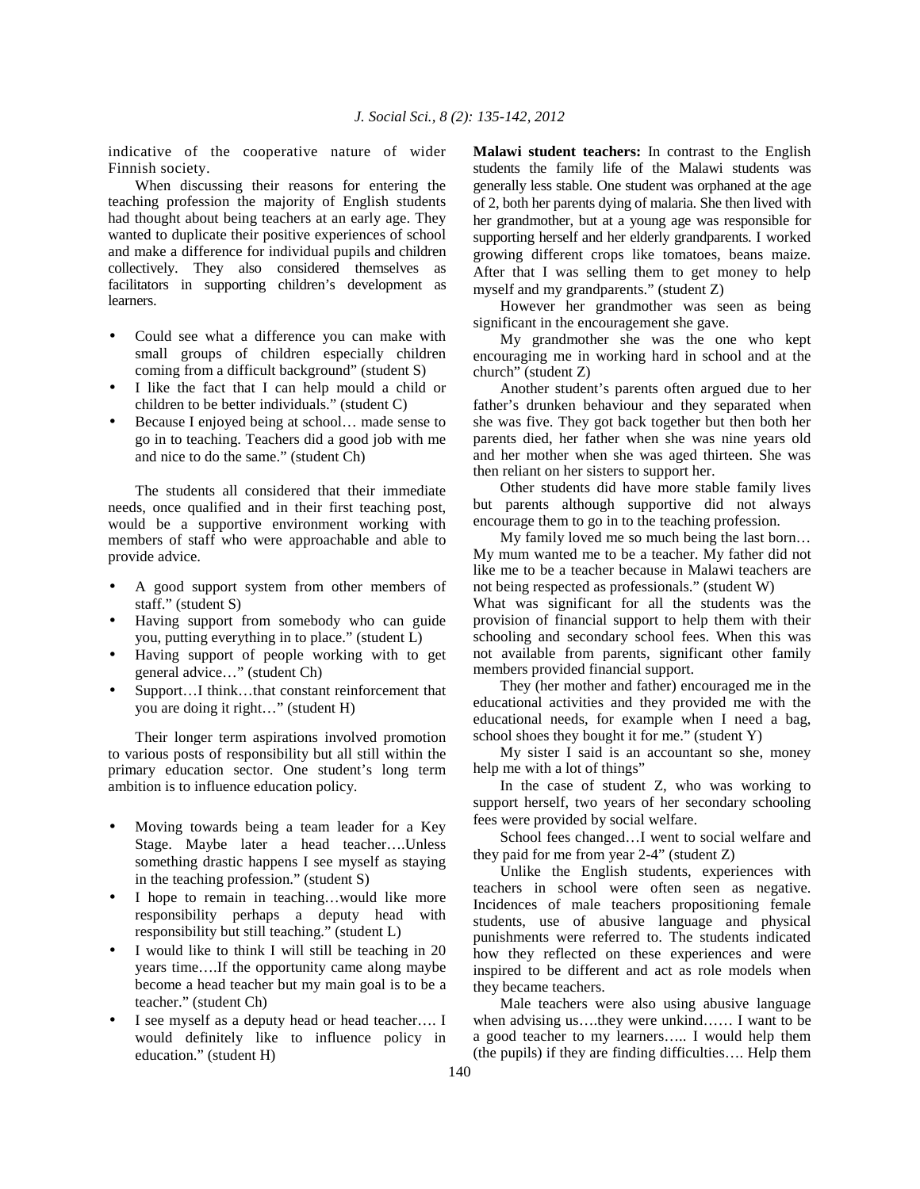indicative of the cooperative nature of wider Finnish society.

When discussing their reasons for entering the teaching profession the majority of English students had thought about being teachers at an early age. They wanted to duplicate their positive experiences of school and make a difference for individual pupils and children collectively. They also considered themselves as facilitators in supporting children's development as learners.

- Could see what a difference you can make with small groups of children especially children coming from a difficult background" (student S)
- I like the fact that I can help mould a child or children to be better individuals." (student C)
- Because I enjoyed being at school… made sense to go in to teaching. Teachers did a good job with me and nice to do the same." (student Ch)

The students all considered that their immediate needs, once qualified and in their first teaching post, would be a supportive environment working with members of staff who were approachable and able to provide advice.

- A good support system from other members of staff." (student S)
- Having support from somebody who can guide you, putting everything in to place." (student L)
- Having support of people working with to get general advice…" (student Ch)
- Support…I think…that constant reinforcement that you are doing it right…" (student H)

Their longer term aspirations involved promotion to various posts of responsibility but all still within the primary education sector. One student's long term ambition is to influence education policy.

- Moving towards being a team leader for a Key Stage. Maybe later a head teacher….Unless something drastic happens I see myself as staying in the teaching profession." (student S)
- I hope to remain in teaching…would like more responsibility perhaps a deputy head with responsibility but still teaching." (student L)
- I would like to think I will still be teaching in 20 years time….If the opportunity came along maybe become a head teacher but my main goal is to be a teacher." (student Ch)
- I see myself as a deputy head or head teacher…. I would definitely like to influence policy in education." (student H)

**Malawi student teachers:** In contrast to the English students the family life of the Malawi students was generally less stable. One student was orphaned at the age of 2, both her parents dying of malaria. She then lived with her grandmother, but at a young age was responsible for supporting herself and her elderly grandparents. I worked growing different crops like tomatoes, beans maize. After that I was selling them to get money to help myself and my grandparents." (student Z)

However her grandmother was seen as being significant in the encouragement she gave.

My grandmother she was the one who kept encouraging me in working hard in school and at the church" (student Z)

Another student's parents often argued due to her father's drunken behaviour and they separated when she was five. They got back together but then both her parents died, her father when she was nine years old and her mother when she was aged thirteen. She was then reliant on her sisters to support her.

Other students did have more stable family lives but parents although supportive did not always encourage them to go in to the teaching profession.

My family loved me so much being the last born… My mum wanted me to be a teacher. My father did not like me to be a teacher because in Malawi teachers are not being respected as professionals." (student W)

What was significant for all the students was the provision of financial support to help them with their schooling and secondary school fees. When this was not available from parents, significant other family members provided financial support.

They (her mother and father) encouraged me in the educational activities and they provided me with the educational needs, for example when I need a bag, school shoes they bought it for me." (student Y)

My sister I said is an accountant so she, money help me with a lot of things"

In the case of student Z, who was working to support herself, two years of her secondary schooling fees were provided by social welfare.

School fees changed…I went to social welfare and they paid for me from year 2-4" (student Z)

Unlike the English students, experiences with teachers in school were often seen as negative. Incidences of male teachers propositioning female students, use of abusive language and physical punishments were referred to. The students indicated how they reflected on these experiences and were inspired to be different and act as role models when they became teachers.

Male teachers were also using abusive language when advising us….they were unkind…… I want to be a good teacher to my learners….. I would help them (the pupils) if they are finding difficulties…. Help them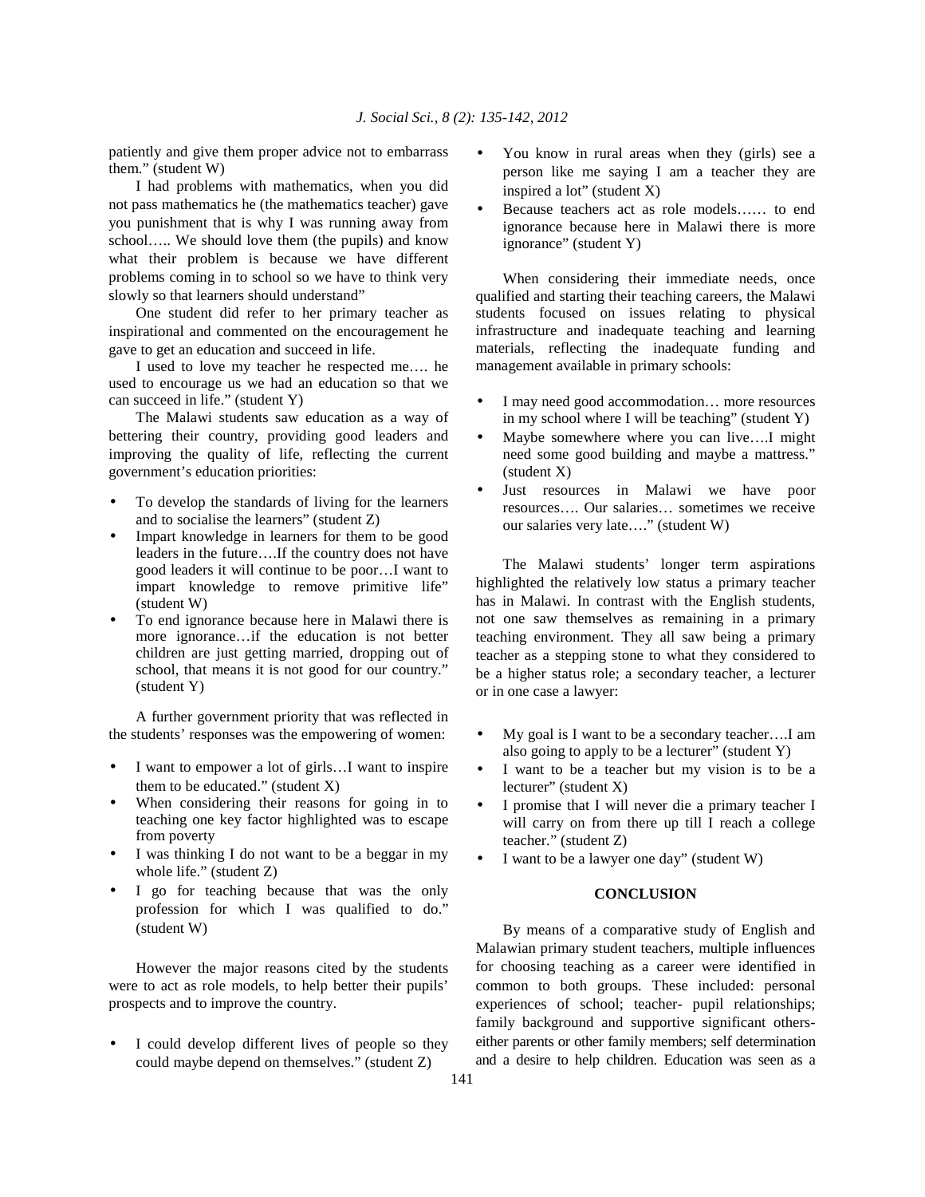patiently and give them proper advice not to embarrass them." (student W)

I had problems with mathematics, when you did not pass mathematics he (the mathematics teacher) gave you punishment that is why I was running away from school….. We should love them (the pupils) and know what their problem is because we have different problems coming in to school so we have to think very slowly so that learners should understand"

One student did refer to her primary teacher as inspirational and commented on the encouragement he gave to get an education and succeed in life.

I used to love my teacher he respected me…. he used to encourage us we had an education so that we can succeed in life." (student Y)

The Malawi students saw education as a way of bettering their country, providing good leaders and improving the quality of life, reflecting the current government's education priorities:

- To develop the standards of living for the learners and to socialise the learners" (student Z)
- Impart knowledge in learners for them to be good leaders in the future….If the country does not have good leaders it will continue to be poor…I want to impart knowledge to remove primitive life" (student W)
- To end ignorance because here in Malawi there is more ignorance…if the education is not better children are just getting married, dropping out of school, that means it is not good for our country." (student Y)

A further government priority that was reflected in the students' responses was the empowering of women:

- I want to empower a lot of girls…I want to inspire them to be educated." (student X)
- When considering their reasons for going in to teaching one key factor highlighted was to escape from poverty
- I was thinking I do not want to be a beggar in my whole life." (student Z)
- I go for teaching because that was the only profession for which I was qualified to do." (student W)

However the major reasons cited by the students were to act as role models, to help better their pupils' prospects and to improve the country.

- I could develop different lives of people so they could maybe depend on themselves." (student Z)
- You know in rural areas when they (girls) see a person like me saying I am a teacher they are inspired a lot" (student X)
- Because teachers act as role models…… to end ignorance because here in Malawi there is more ignorance" (student Y)

When considering their immediate needs, once qualified and starting their teaching careers, the Malawi students focused on issues relating to physical infrastructure and inadequate teaching and learning materials, reflecting the inadequate funding and management available in primary schools:

- I may need good accommodation… more resources in my school where I will be teaching" (student Y)
- Maybe somewhere where you can live….I might need some good building and maybe a mattress." (student X)
- Just resources in Malawi we have poor resources…. Our salaries… sometimes we receive our salaries very late…." (student W)

The Malawi students' longer term aspirations highlighted the relatively low status a primary teacher has in Malawi. In contrast with the English students, not one saw themselves as remaining in a primary teaching environment. They all saw being a primary teacher as a stepping stone to what they considered to be a higher status role; a secondary teacher, a lecturer or in one case a lawyer:

- My goal is I want to be a secondary teacher….I am also going to apply to be a lecturer" (student Y)
- I want to be a teacher but my vision is to be a lecturer" (student X)
- I promise that I will never die a primary teacher I will carry on from there up till I reach a college teacher." (student Z)
- I want to be a lawyer one day" (student W)

## CONCLUSION

By means of a comparative study of English and Malawian primary student teachers, multiple influences for choosing teaching as a career were identified in common to both groups. These included: personal experiences of school; teacher- pupil relationships; family background and supportive significant others- either parents or other family members; self determination and a desire to help children. Education was seen as a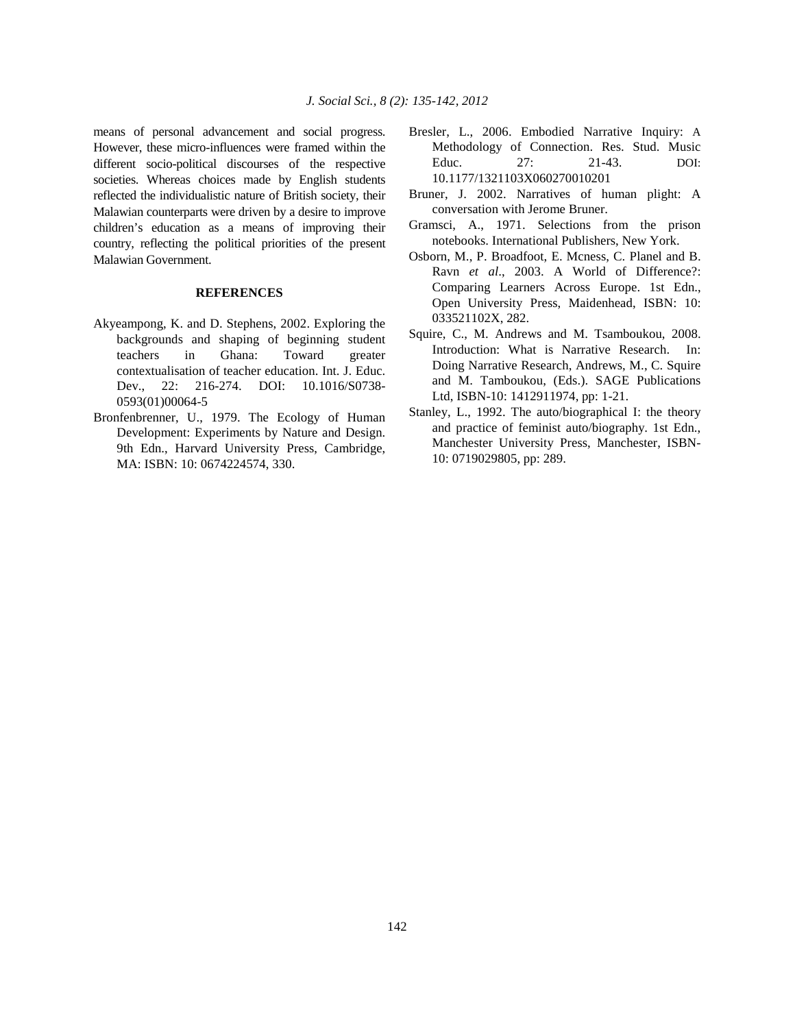means of personal advancement and social progress. However, these micro-influences were framed within the different socio-political discourses of the respective societies. Whereas choices made by English students reflected the individualistic nature of British society, their Malawian counterparts were driven by a desire to improve children's education as a means of improving their country, reflecting the political priorities of the present Malawian Government.

## REFERENCES

Akyeampong, K. and D. Stephens, 2002. Exploring the backgrounds and shaping of beginning student teachers in Ghana: Toward greater contextualisation of teacher education. Int. J. Educ. Dev., 22: 216-274. DOI: 10.1016/S0738-0593(01)00064-5

Bronfenbrenner, U., 1979. The Ecology of Human Development: Experiments by Nature and Design. 9th Edn., Harvard University Press, Cambridge, MA: ISBN: 10: 0674224574, 330.

Bresler, L., 2006. Embodied Narrative Inquiry: A Methodology of Connection. Res. Stud. Music Educ. 27: 21-43. DOI: 10.1177/1321103X060270010201

Bruner, J. 2002. Narratives of human plight: A conversation with Jerome Bruner.

Gramsci, A., 1971. Selections from the prison notebooks. International Publishers, New York.

Osborn, M., P. Broadfoot, E. Mcness, C. Planel and B. Ravn *et al*., 2003. A World of Difference?: Comparing Learners Across Europe. 1st Edn., Open University Press, Maidenhead, ISBN: 10: 033521102X, 282.

Squire, C., M. Andrews and M. Tsamboukou, 2008. Introduction: What is Narrative Research. In: Doing Narrative Research, Andrews, M., C. Squire and M. Tamboukou, (Eds.). SAGE Publications Ltd, ISBN-10: 1412911974, pp: 1-21.

Stanley, L., 1992. The auto/biographical I: the theory and practice of feminist auto/biography. 1st Edn., Manchester University Press, Manchester, ISBN-10: 0719029805, pp: 289.